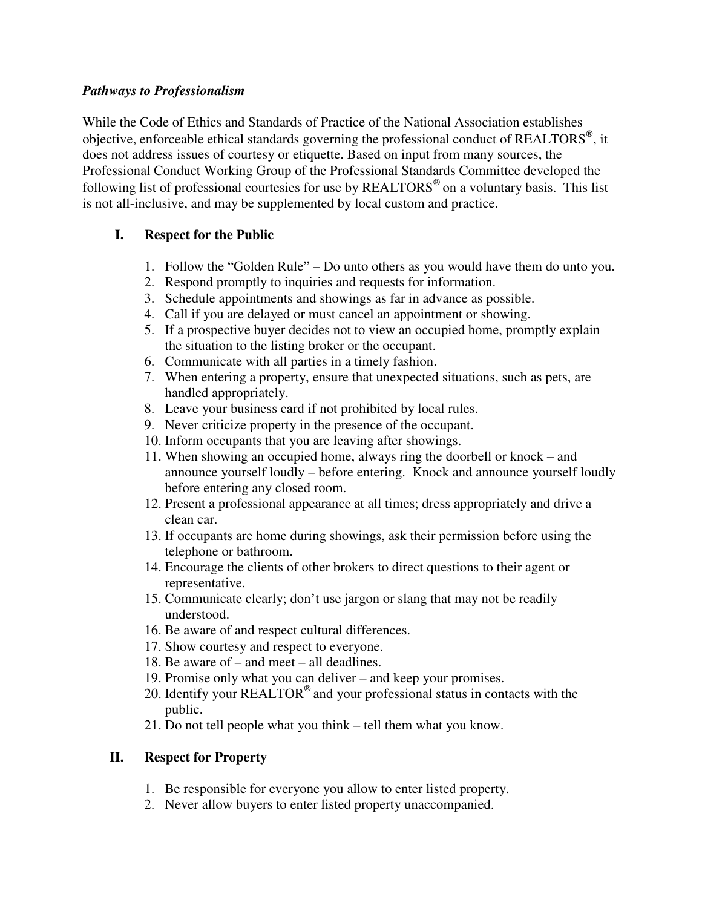*Pathways to Professionalism*

While the Code of Ethics and Standards of Practice of the National Association establishes objective, enforceable ethical standards governing the professional conduct of REALTORS®, it does not address issues of courtesy or etiquette. Based on input from many sources, the Professional Conduct Working Group of the Professional Standards Committee developed the following list of professional courtesies for use by REALTORS® on a voluntary basis. This list is not all-inclusive, and may be supplemented by local custom and practice.

## I. Respect for the Public

1. Follow the "Golden Rule" – Do unto others as you would have them do unto you.
2. Respond promptly to inquiries and requests for information.
3. Schedule appointments and showings as far in advance as possible.
4. Call if you are delayed or must cancel an appointment or showing.
5. If a prospective buyer decides not to view an occupied home, promptly explain the situation to the listing broker or the occupant.
6. Communicate with all parties in a timely fashion.
7. When entering a property, ensure that unexpected situations, such as pets, are handled appropriately.
8. Leave your business card if not prohibited by local rules.
9. Never criticize property in the presence of the occupant.
10. Inform occupants that you are leaving after showings.
11. When showing an occupied home, always ring the doorbell or knock – and announce yourself loudly – before entering. Knock and announce yourself loudly before entering any closed room.
12. Present a professional appearance at all times; dress appropriately and drive a clean car.
13. If occupants are home during showings, ask their permission before using the telephone or bathroom.
14. Encourage the clients of other brokers to direct questions to their agent or representative.
15. Communicate clearly; don't use jargon or slang that may not be readily understood.
16. Be aware of and respect cultural differences.
17. Show courtesy and respect to everyone.
18. Be aware of – and meet – all deadlines.
19. Promise only what you can deliver – and keep your promises.
20. Identify your REALTOR® and your professional status in contacts with the public.
21. Do not tell people what you think – tell them what you know.

## II. Respect for Property

1. Be responsible for everyone you allow to enter listed property.
2. Never allow buyers to enter listed property unaccompanied.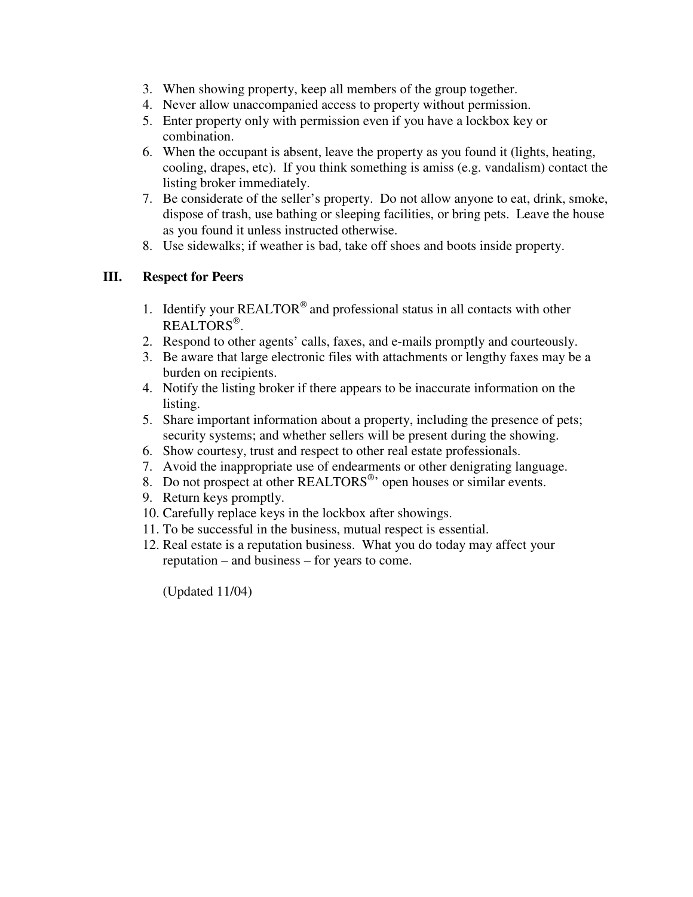3. When showing property, keep all members of the group together.
4. Never allow unaccompanied access to property without permission.
5. Enter property only with permission even if you have a lockbox key or combination.
6. When the occupant is absent, leave the property as you found it (lights, heating, cooling, drapes, etc). If you think something is amiss (e.g. vandalism) contact the listing broker immediately.
7. Be considerate of the seller's property. Do not allow anyone to eat, drink, smoke, dispose of trash, use bathing or sleeping facilities, or bring pets. Leave the house as you found it unless instructed otherwise.
8. Use sidewalks; if weather is bad, take off shoes and boots inside property.

## III. Respect for Peers

1. Identify your REALTOR® and professional status in all contacts with other REALTORS®.
2. Respond to other agents' calls, faxes, and e-mails promptly and courteously.
3. Be aware that large electronic files with attachments or lengthy faxes may be a burden on recipients.
4. Notify the listing broker if there appears to be inaccurate information on the listing.
5. Share important information about a property, including the presence of pets; security systems; and whether sellers will be present during the showing.
6. Show courtesy, trust and respect to other real estate professionals.
7. Avoid the inappropriate use of endearments or other denigrating language.
8. Do not prospect at other REALTORS®' open houses or similar events.
9. Return keys promptly.
10. Carefully replace keys in the lockbox after showings.
11. To be successful in the business, mutual respect is essential.
12. Real estate is a reputation business. What you do today may affect your reputation – and business – for years to come.

(Updated 11/04)